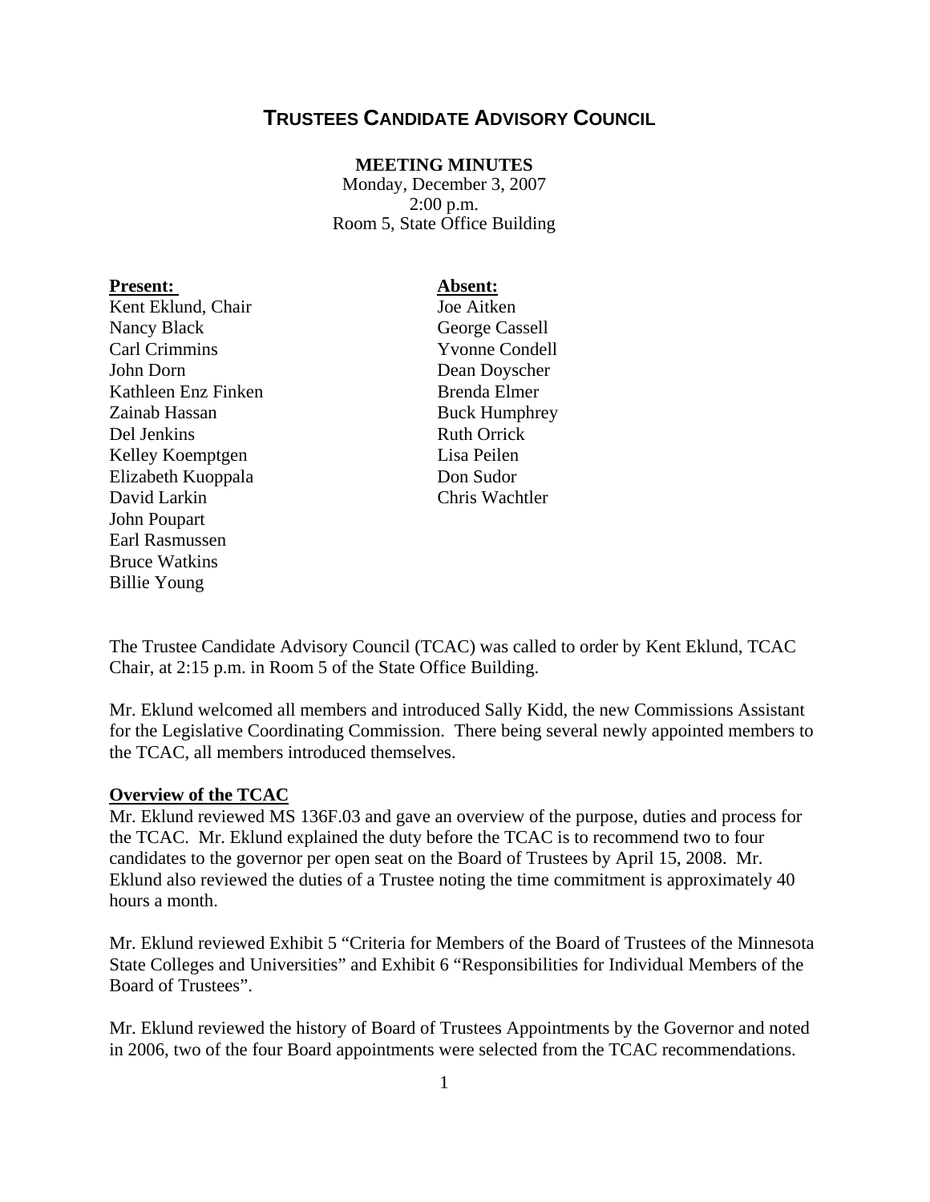# TRUSTEES CANDIDATE ADVISORY COUNCIL

**MEETING MINUTES**

Monday, December 3, 2007
2:00 p.m.
Room 5, State Office Building

**Present:**

Kent Eklund, Chair
Nancy Black
Carl Crimmins
John Dorn
Kathleen Enz Finken
Zainab Hassan
Del Jenkins
Kelley Koemptgen
Elizabeth Kuoppala
David Larkin
John Poupart
Earl Rasmussen
Bruce Watkins
Billie Young

**Absent:**

Joe Aitken
George Cassell
Yvonne Condell
Dean Doyscher
Brenda Elmer
Buck Humphrey
Ruth Orrick
Lisa Peilen
Don Sudor
Chris Wachtler

The Trustee Candidate Advisory Council (TCAC) was called to order by Kent Eklund, TCAC Chair, at 2:15 p.m. in Room 5 of the State Office Building.

Mr. Eklund welcomed all members and introduced Sally Kidd, the new Commissions Assistant for the Legislative Coordinating Commission. There being several newly appointed members to the TCAC, all members introduced themselves.

**Overview of the TCAC**

Mr. Eklund reviewed MS 136F.03 and gave an overview of the purpose, duties and process for the TCAC. Mr. Eklund explained the duty before the TCAC is to recommend two to four candidates to the governor per open seat on the Board of Trustees by April 15, 2008. Mr. Eklund also reviewed the duties of a Trustee noting the time commitment is approximately 40 hours a month.

Mr. Eklund reviewed Exhibit 5 "Criteria for Members of the Board of Trustees of the Minnesota State Colleges and Universities" and Exhibit 6 "Responsibilities for Individual Members of the Board of Trustees".

Mr. Eklund reviewed the history of Board of Trustees Appointments by the Governor and noted in 2006, two of the four Board appointments were selected from the TCAC recommendations.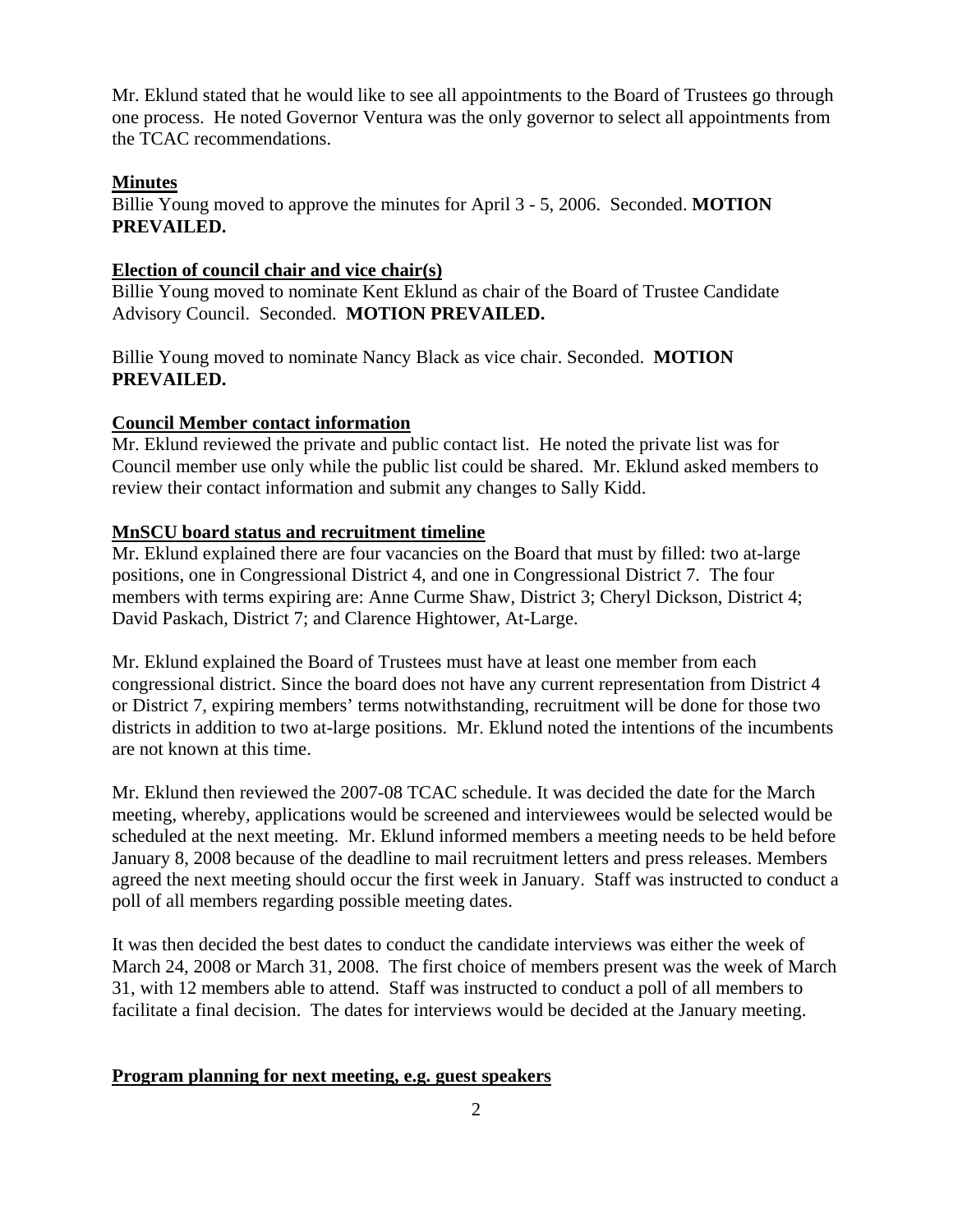Mr. Eklund stated that he would like to see all appointments to the Board of Trustees go through one process. He noted Governor Ventura was the only governor to select all appointments from the TCAC recommendations.

**Minutes**

Billie Young moved to approve the minutes for April 3 - 5, 2006. Seconded. **MOTION PREVAILED.**

**Election of council chair and vice chair(s)**

Billie Young moved to nominate Kent Eklund as chair of the Board of Trustee Candidate Advisory Council. Seconded. **MOTION PREVAILED.**

Billie Young moved to nominate Nancy Black as vice chair. Seconded. **MOTION PREVAILED.**

**Council Member contact information**

Mr. Eklund reviewed the private and public contact list. He noted the private list was for Council member use only while the public list could be shared. Mr. Eklund asked members to review their contact information and submit any changes to Sally Kidd.

**MnSCU board status and recruitment timeline**

Mr. Eklund explained there are four vacancies on the Board that must by filled: two at-large positions, one in Congressional District 4, and one in Congressional District 7. The four members with terms expiring are: Anne Curme Shaw, District 3; Cheryl Dickson, District 4; David Paskach, District 7; and Clarence Hightower, At-Large.

Mr. Eklund explained the Board of Trustees must have at least one member from each congressional district. Since the board does not have any current representation from District 4 or District 7, expiring members' terms notwithstanding, recruitment will be done for those two districts in addition to two at-large positions. Mr. Eklund noted the intentions of the incumbents are not known at this time.

Mr. Eklund then reviewed the 2007-08 TCAC schedule. It was decided the date for the March meeting, whereby, applications would be screened and interviewees would be selected would be scheduled at the next meeting. Mr. Eklund informed members a meeting needs to be held before January 8, 2008 because of the deadline to mail recruitment letters and press releases. Members agreed the next meeting should occur the first week in January. Staff was instructed to conduct a poll of all members regarding possible meeting dates.

It was then decided the best dates to conduct the candidate interviews was either the week of March 24, 2008 or March 31, 2008. The first choice of members present was the week of March 31, with 12 members able to attend. Staff was instructed to conduct a poll of all members to facilitate a final decision. The dates for interviews would be decided at the January meeting.

**Program planning for next meeting, e.g. guest speakers**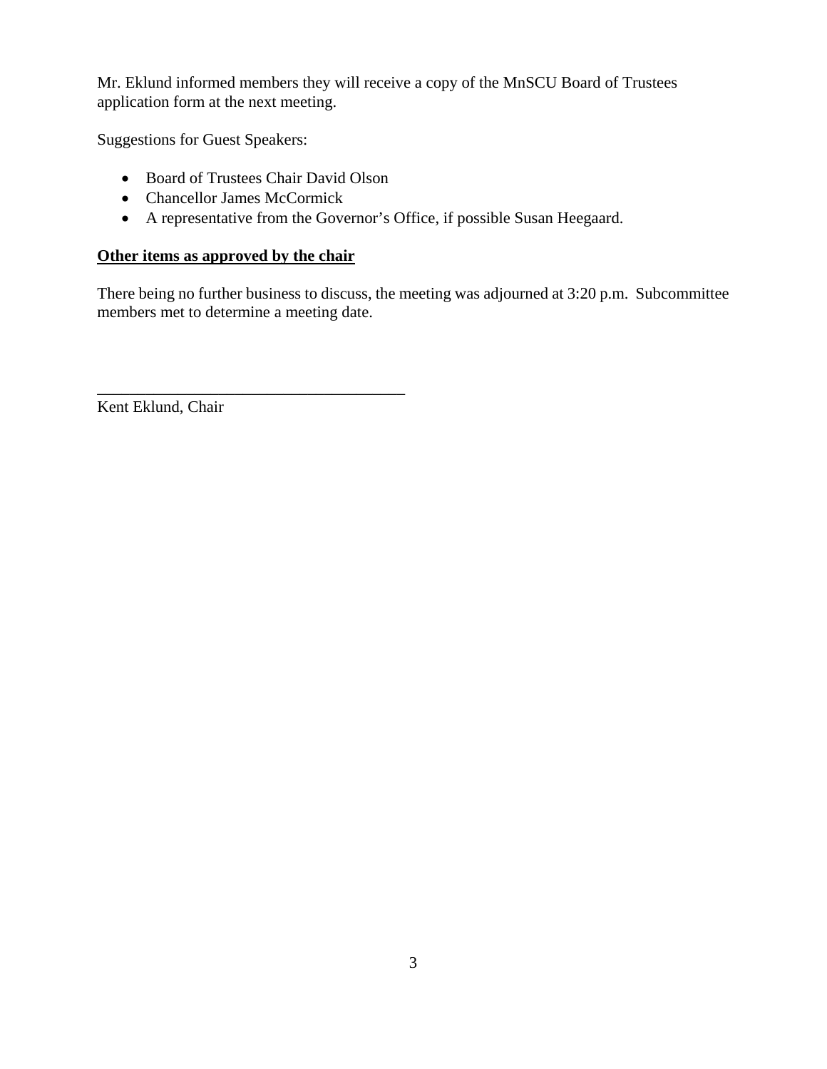Mr. Eklund informed members they will receive a copy of the MnSCU Board of Trustees application form at the next meeting.

Suggestions for Guest Speakers:

- Board of Trustees Chair David Olson
- Chancellor James McCormick
- A representative from the Governor's Office, if possible Susan Heegaard.

**<u>Other items as approved by the chair</u>**

There being no further business to discuss, the meeting was adjourned at 3:20 p.m. Subcommittee members met to determine a meeting date.

\_\_\_\_\_\_\_\_\_\_\_\_\_\_\_\_\_\_\_\_\_\_\_\_\_\_\_\_\_\_\_\_\_\_\_\_\_\_\_\_

Kent Eklund, Chair